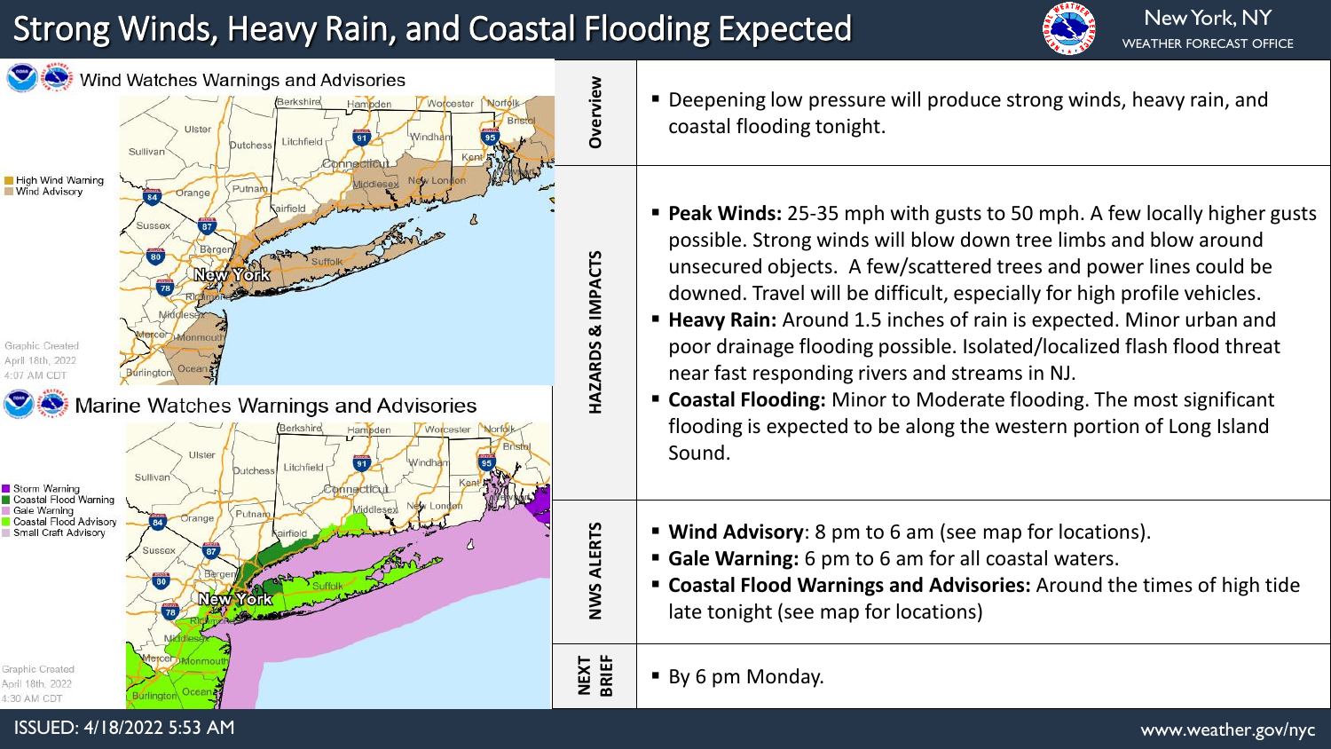# Strong Winds, Heavy Rain, and Coastal Flooding Expected

New York, NY
WEATHER FORECAST OFFICE

## Wind Watches Warnings and Advisories

- High Wind Warning
- Wind Advisory

Graphic Created April 18th, 2022 4:07 AM CDT

## Marine Watches Warnings and Advisories

- Storm Warning
- Coastal Flood Warning
- Gale Warning
- Coastal Flood Advisory
- Small Craft Advisory

Graphic Created April 18th, 2022 4:30 AM CDT

### Overview

- Deepening low pressure will produce strong winds, heavy rain, and coastal flooding tonight.

### Hazards & Impacts

- **Peak Winds:** 25-35 mph with gusts to 50 mph. A few locally higher gusts possible. Strong winds will blow down tree limbs and blow around unsecured objects. A few/scattered trees and power lines could be downed. Travel will be difficult, especially for high profile vehicles.
- **Heavy Rain:** Around 1.5 inches of rain is expected. Minor urban and poor drainage flooding possible. Isolated/localized flash flood threat near fast responding rivers and streams in NJ.
- **Coastal Flooding:** Minor to Moderate flooding. The most significant flooding is expected to be along the western portion of Long Island Sound.

### NWS Alerts

- **Wind Advisory**: 8 pm to 6 am (see map for locations).
- **Gale Warning:** 6 pm to 6 am for all coastal waters.
- **Coastal Flood Warnings and Advisories:** Around the times of high tide late tonight (see map for locations)

### Next Brief

- By 6 pm Monday.

ISSUED: 4/18/2022 5:53 AM

www.weather.gov/nyc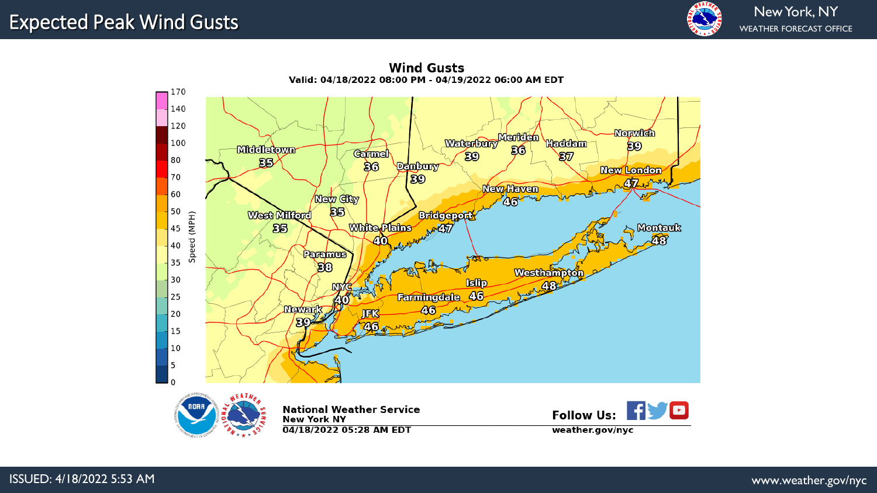# Expected Peak Wind Gusts

New York, NY
WEATHER FORECAST OFFICE

**Wind Gusts**
**Valid: 04/18/2022 08:00 PM - 04/19/2022 06:00 AM EDT**

Speed (MPH): 0, 5, 10, 15, 20, 25, 30, 35, 40, 45, 50, 60, 70, 80, 100, 120, 140, 170

| Location | Gust (MPH) |
|---|---|
| Middletown | 35 |
| Carmel | 36 |
| Danbury | 39 |
| Waterbury | 39 |
| Meriden | 36 |
| Haddam | 37 |
| Norwich | 39 |
| New London | 47 |
| New Haven | 46 |
| Bridgeport | 47 |
| New City | 35 |
| West Milford | 35 |
| White Plains | 40 |
| Paramus | 38 |
| NYC | 40 |
| Newark | 39 |
| JFK | 46 |
| Farmingdale | 46 |
| Islip | 46 |
| Westhampton | 48 |
| Montauk | 48 |

**National Weather Service**
**New York NY**
**04/18/2022 05:28 AM EDT**

**Follow Us:**
**weather.gov/nyc**

ISSUED: 4/18/2022 5:53 AM

www.weather.gov/nyc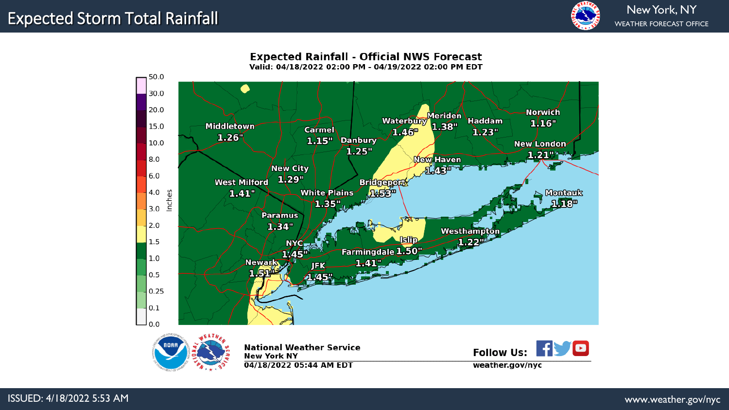# Expected Storm Total Rainfall

New York, NY
WEATHER FORECAST OFFICE

**Expected Rainfall - Official NWS Forecast**
**Valid: 04/18/2022 02:00 PM - 04/19/2022 02:00 PM EDT**

Inches
50.0
30.0
20.0
15.0
10.0
8.0
6.0
4.0
3.0
2.0
1.5
1.0
0.5
0.25
0.1
0.0

Middletown 1.26"
Carmel 1.15"
Danbury 1.25"
Waterbury 1.46"
Meriden 1.38"
Haddam 1.23"
Norwich 1.16"
New London 1.21"
New Haven 1.43"
New City 1.29"
West Milford 1.41"
White Plains 1.35"
Bridgeport 1.53"
Montauk 1.18"
Paramus 1.34"
Westhampton 1.22"
Islip
Farmingdale 1.50"
NYC 1.45"
1.41"
Newark 1.51"
JFK 1.45"

**National Weather Service**
**New York NY**
**04/18/2022 05:44 AM EDT**

**Follow Us:**
**weather.gov/nyc**

ISSUED: 4/18/2022 5:53 AM

www.weather.gov/nyc